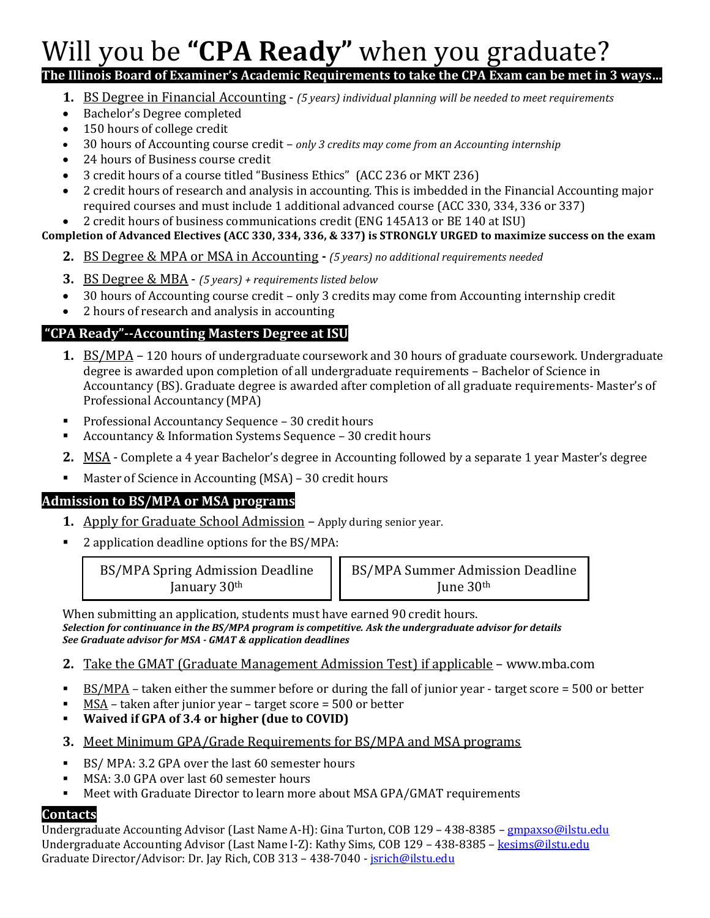# Will you be **"CPA Ready"** when you graduate?

**The Illinois Board of Examiner's Academic Requirements to take the CPA Exam can be met in 3 ways…**

1. <u>BS Degree in Financial Accounting</u> - *(5 years) individual planning will be needed to meet requirements*

- Bachelor's Degree completed
- 150 hours of college credit
- 30 hours of Accounting course credit – *only 3 credits may come from an Accounting internship*
- 24 hours of Business course credit
- 3 credit hours of a course titled "Business Ethics" (ACC 236 or MKT 236)
- 2 credit hours of research and analysis in accounting. This is imbedded in the Financial Accounting major required courses and must include 1 additional advanced course (ACC 330, 334, 336 or 337)
- 2 credit hours of business communications credit (ENG 145A13 or BE 140 at ISU)

**Completion of Advanced Electives (ACC 330, 334, 336, & 337) is STRONGLY URGED to maximize success on the exam**

2. <u>BS Degree & MPA or MSA in Accounting</u> **-** *(5 years) no additional requirements needed*

3. <u>BS Degree & MBA</u> - *(5 years) + requirements listed below*

- 30 hours of Accounting course credit – only 3 credits may come from Accounting internship credit
- 2 hours of research and analysis in accounting

## "CPA Ready"--Accounting Masters Degree at ISU

1. <u>BS/MPA</u> – 120 hours of undergraduate coursework and 30 hours of graduate coursework. Undergraduate degree is awarded upon completion of all undergraduate requirements – Bachelor of Science in Accountancy (BS). Graduate degree is awarded after completion of all graduate requirements- Master's of Professional Accountancy (MPA)

- Professional Accountancy Sequence – 30 credit hours
- Accountancy & Information Systems Sequence – 30 credit hours

2. <u>MSA</u> - Complete a 4 year Bachelor's degree in Accounting followed by a separate 1 year Master's degree

- Master of Science in Accounting (MSA) – 30 credit hours

## Admission to BS/MPA or MSA programs

1. <u>Apply for Graduate School Admission</u> – Apply during senior year.

- 2 application deadline options for the BS/MPA:

| BS/MPA Spring Admission Deadline | BS/MPA Summer Admission Deadline |
|---|---|
| January 30th | June 30th |

When submitting an application, students must have earned 90 credit hours.

***Selection for continuance in the BS/MPA program is competitive. Ask the undergraduate advisor for details***
***See Graduate advisor for MSA - GMAT & application deadlines***

2. <u>Take the GMAT (Graduate Management Admission Test) if applicable</u> – www.mba.com

- <u>BS/MPA</u> – taken either the summer before or during the fall of junior year - target score = 500 or better
- <u>MSA</u> – taken after junior year – target score = 500 or better
- **Waived if GPA of 3.4 or higher (due to COVID)**

3. <u>Meet Minimum GPA/Grade Requirements for BS/MPA and MSA programs</u>

- BS/ MPA: 3.2 GPA over the last 60 semester hours
- MSA: 3.0 GPA over last 60 semester hours
- Meet with Graduate Director to learn more about MSA GPA/GMAT requirements

## Contacts

Undergraduate Accounting Advisor (Last Name A-H): Gina Turton, COB 129 – 438-8385 – gmpaxso@ilstu.edu
Undergraduate Accounting Advisor (Last Name I-Z): Kathy Sims, COB 129 – 438-8385 – kesims@ilstu.edu
Graduate Director/Advisor: Dr. Jay Rich, COB 313 – 438-7040 - jsrich@ilstu.edu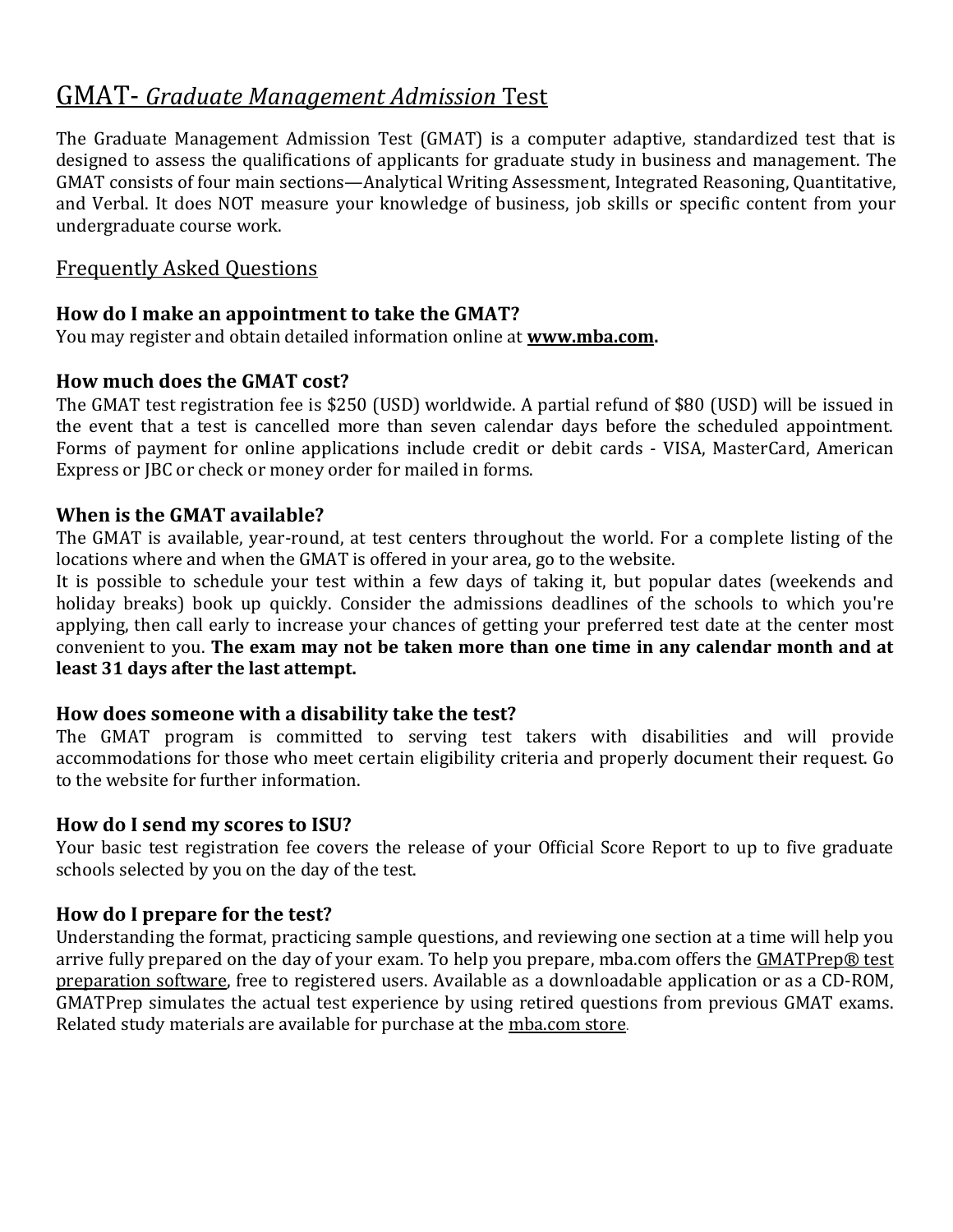# GMAT- *Graduate Management Admission* Test

The Graduate Management Admission Test (GMAT) is a computer adaptive, standardized test that is designed to assess the qualifications of applicants for graduate study in business and management. The GMAT consists of four main sections—Analytical Writing Assessment, Integrated Reasoning, Quantitative, and Verbal. It does NOT measure your knowledge of business, job skills or specific content from your undergraduate course work.

## Frequently Asked Questions

### How do I make an appointment to take the GMAT?

You may register and obtain detailed information online at **www.mba.com.**

### How much does the GMAT cost?

The GMAT test registration fee is $250 (USD) worldwide. A partial refund of $80 (USD) will be issued in the event that a test is cancelled more than seven calendar days before the scheduled appointment. Forms of payment for online applications include credit or debit cards - VISA, MasterCard, American Express or JBC or check or money order for mailed in forms.

### When is the GMAT available?

The GMAT is available, year-round, at test centers throughout the world. For a complete listing of the locations where and when the GMAT is offered in your area, go to the website.

It is possible to schedule your test within a few days of taking it, but popular dates (weekends and holiday breaks) book up quickly. Consider the admissions deadlines of the schools to which you're applying, then call early to increase your chances of getting your preferred test date at the center most convenient to you. **The exam may not be taken more than one time in any calendar month and at least 31 days after the last attempt.**

### How does someone with a disability take the test?

The GMAT program is committed to serving test takers with disabilities and will provide accommodations for those who meet certain eligibility criteria and properly document their request. Go to the website for further information.

### How do I send my scores to ISU?

Your basic test registration fee covers the release of your Official Score Report to up to five graduate schools selected by you on the day of the test.

### How do I prepare for the test?

Understanding the format, practicing sample questions, and reviewing one section at a time will help you arrive fully prepared on the day of your exam. To help you prepare, mba.com offers the GMATPrep® test preparation software, free to registered users. Available as a downloadable application or as a CD-ROM, GMATPrep simulates the actual test experience by using retired questions from previous GMAT exams. Related study materials are available for purchase at the mba.com store.